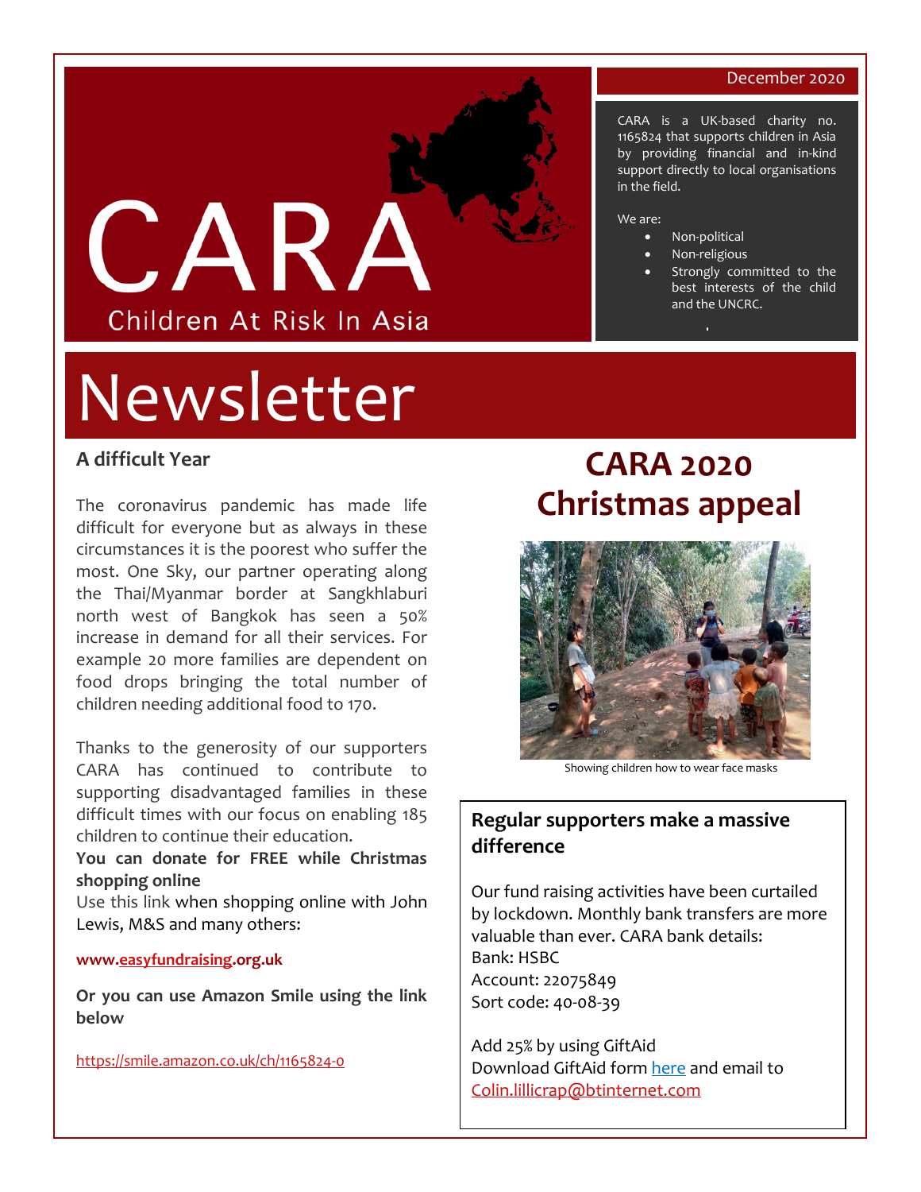# CARA

Children At Risk In Asia

December 2020

CARA is a UK-based charity no. 1165824 that supports children in Asia by providing financial and in-kind support directly to local organisations in the field.

We are:

- Non-political
- Non-religious
- Strongly committed to the best interests of the child and the UNCRC.

# Newsletter

## A difficult Year

The coronavirus pandemic has made life difficult for everyone but as always in these circumstances it is the poorest who suffer the most. One Sky, our partner operating along the Thai/Myanmar border at Sangkhlaburi north west of Bangkok has seen a 50% increase in demand for all their services. For example 20 more families are dependent on food drops bringing the total number of children needing additional food to 170.

Thanks to the generosity of our supporters CARA has continued to contribute to supporting disadvantaged families in these difficult times with our focus on enabling 185 children to continue their education.

**You can donate for FREE while Christmas shopping online**

Use this link when shopping online with John Lewis, M&S and many others:

**www.easyfundraising.org.uk**

**Or you can use Amazon Smile using the link below**

https://smile.amazon.co.uk/ch/1165824-0

## CARA 2020 Christmas appeal

Showing children how to wear face masks

### Regular supporters make a massive difference

Our fund raising activities have been curtailed by lockdown. Monthly bank transfers are more valuable than ever. CARA bank details:
Bank: HSBC
Account: 22075849
Sort code: 40-08-39

Add 25% by using GiftAid
Download GiftAid form here and email to Colin.lillicrap@btinternet.com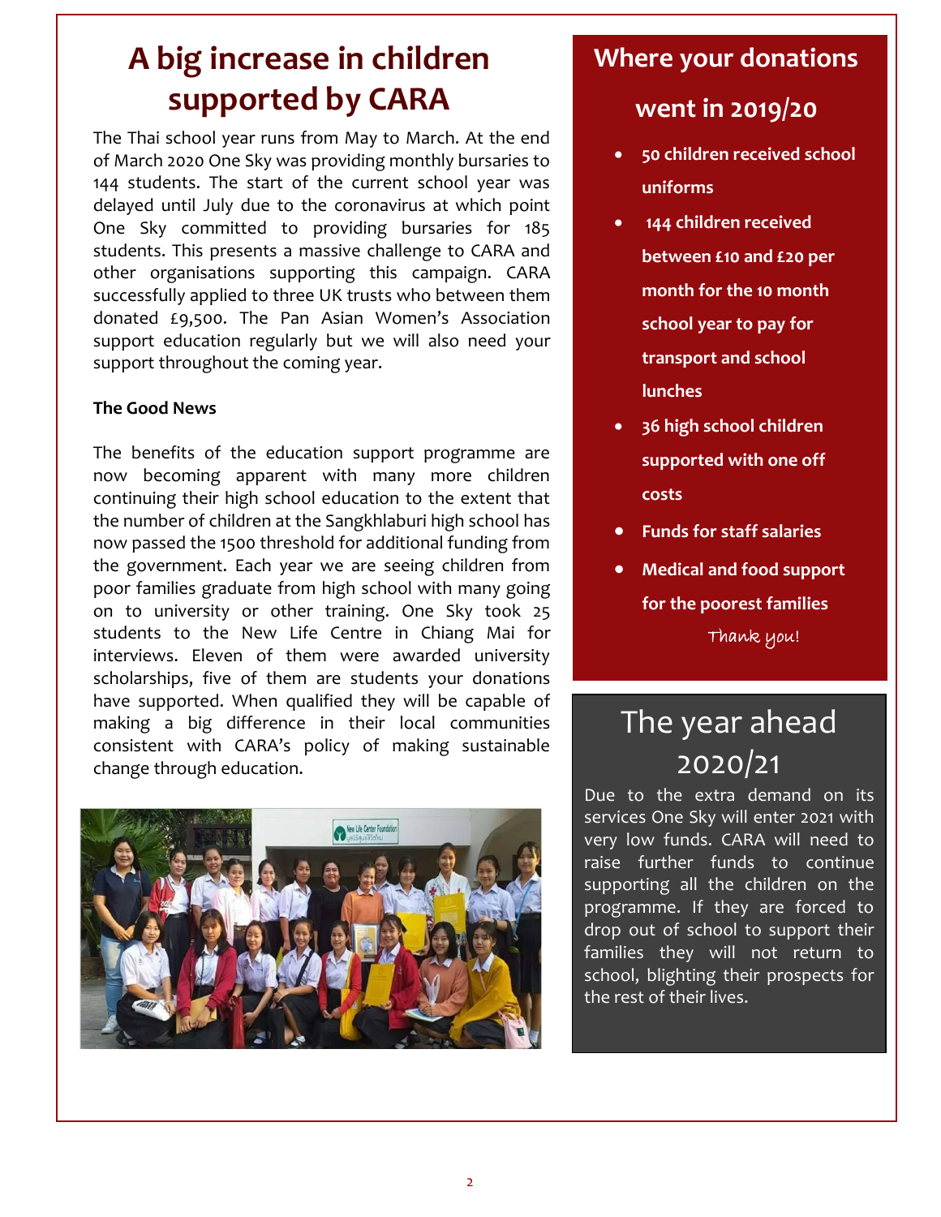# A big increase in children supported by CARA

The Thai school year runs from May to March. At the end of March 2020 One Sky was providing monthly bursaries to 144 students. The start of the current school year was delayed until July due to the coronavirus at which point One Sky committed to providing bursaries for 185 students. This presents a massive challenge to CARA and other organisations supporting this campaign. CARA successfully applied to three UK trusts who between them donated £9,500. The Pan Asian Women's Association support education regularly but we will also need your support throughout the coming year.

**The Good News**

The benefits of the education support programme are now becoming apparent with many more children continuing their high school education to the extent that the number of children at the Sangkhlaburi high school has now passed the 1500 threshold for additional funding from the government. Each year we are seeing children from poor families graduate from high school with many going on to university or other training. One Sky took 25 students to the New Life Centre in Chiang Mai for interviews. Eleven of them were awarded university scholarships, five of them are students your donations have supported. When qualified they will be capable of making a big difference in their local communities consistent with CARA's policy of making sustainable change through education.

## Where your donations went in 2019/20

- **50 children received school uniforms**
- **144 children received between £10 and £20 per month for the 10 month school year to pay for transport and school lunches**
- **36 high school children supported with one off costs**
- **Funds for staff salaries**
- **Medical and food support for the poorest families**

Thank you!

## The year ahead 2020/21

Due to the extra demand on its services One Sky will enter 2021 with very low funds. CARA will need to raise further funds to continue supporting all the children on the programme. If they are forced to drop out of school to support their families they will not return to school, blighting their prospects for the rest of their lives.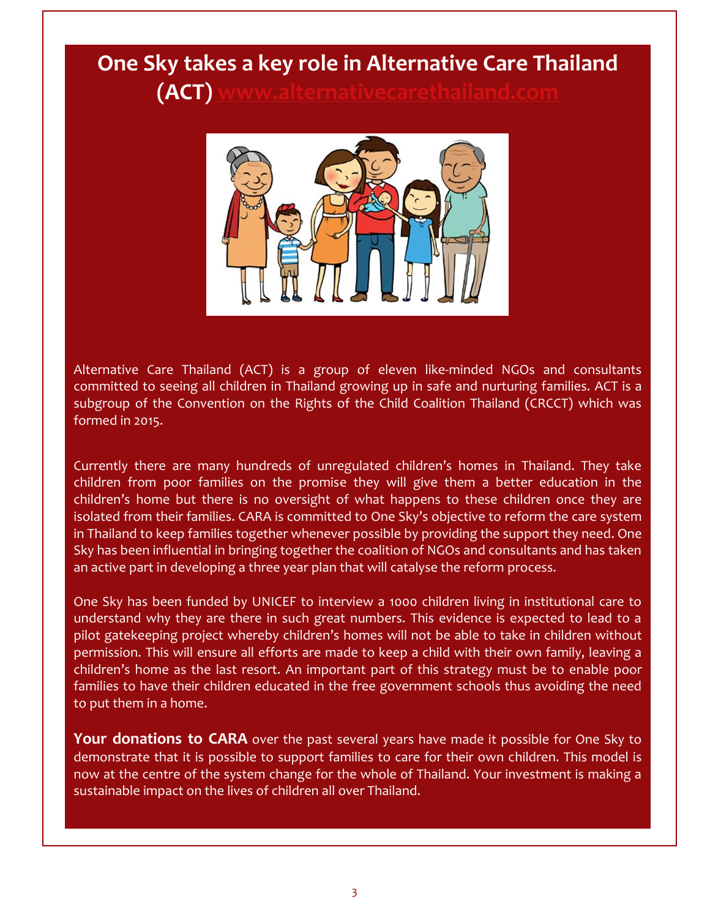# One Sky takes a key role in Alternative Care Thailand (ACT) www.alternativecarethailand.com

Alternative Care Thailand (ACT) is a group of eleven like-minded NGOs and consultants committed to seeing all children in Thailand growing up in safe and nurturing families. ACT is a subgroup of the Convention on the Rights of the Child Coalition Thailand (CRCCT) which was formed in 2015.

Currently there are many hundreds of unregulated children's homes in Thailand. They take children from poor families on the promise they will give them a better education in the children's home but there is no oversight of what happens to these children once they are isolated from their families. CARA is committed to One Sky's objective to reform the care system in Thailand to keep families together whenever possible by providing the support they need. One Sky has been influential in bringing together the coalition of NGOs and consultants and has taken an active part in developing a three year plan that will catalyse the reform process.

One Sky has been funded by UNICEF to interview a 1000 children living in institutional care to understand why they are there in such great numbers. This evidence is expected to lead to a pilot gatekeeping project whereby children's homes will not be able to take in children without permission. This will ensure all efforts are made to keep a child with their own family, leaving a children's home as the last resort. An important part of this strategy must be to enable poor families to have their children educated in the free government schools thus avoiding the need to put them in a home.

**Your donations to CARA** over the past several years have made it possible for One Sky to demonstrate that it is possible to support families to care for their own children. This model is now at the centre of the system change for the whole of Thailand. Your investment is making a sustainable impact on the lives of children all over Thailand.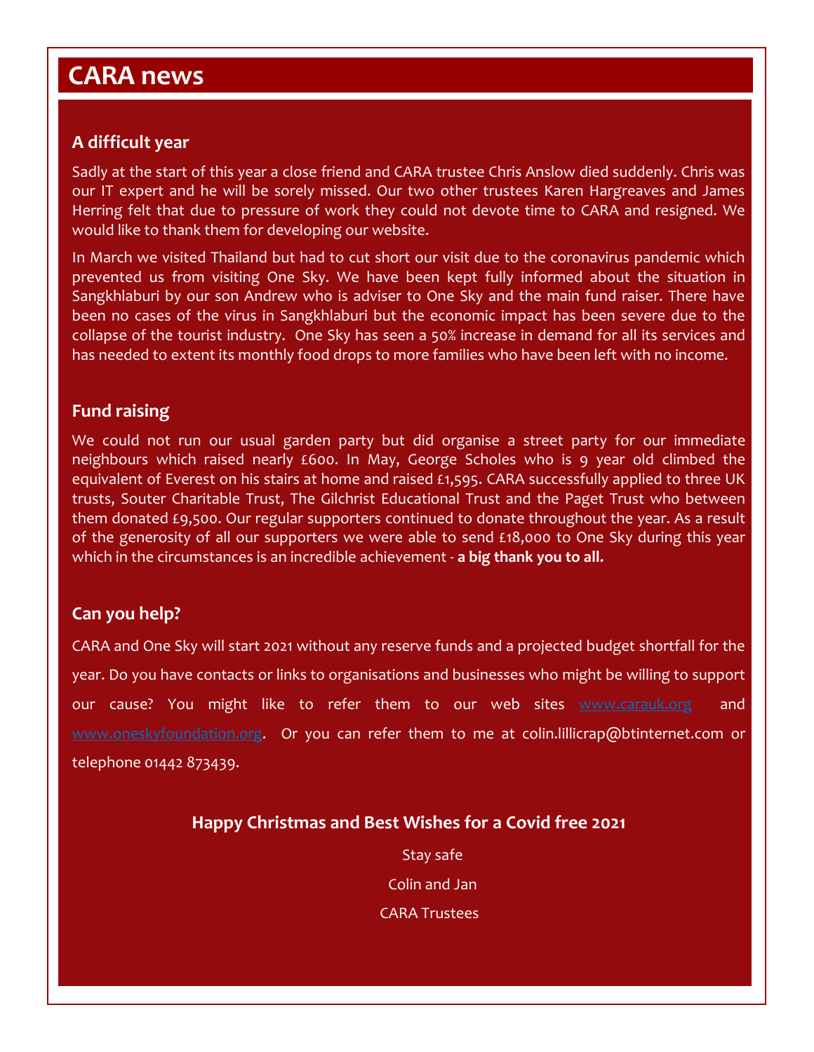# CARA news

### A difficult year

Sadly at the start of this year a close friend and CARA trustee Chris Anslow died suddenly. Chris was our IT expert and he will be sorely missed. Our two other trustees Karen Hargreaves and James Herring felt that due to pressure of work they could not devote time to CARA and resigned. We would like to thank them for developing our website.

In March we visited Thailand but had to cut short our visit due to the coronavirus pandemic which prevented us from visiting One Sky. We have been kept fully informed about the situation in Sangkhlaburi by our son Andrew who is adviser to One Sky and the main fund raiser. There have been no cases of the virus in Sangkhlaburi but the economic impact has been severe due to the collapse of the tourist industry. One Sky has seen a 50% increase in demand for all its services and has needed to extent its monthly food drops to more families who have been left with no income.

### Fund raising

We could not run our usual garden party but did organise a street party for our immediate neighbours which raised nearly £600. In May, George Scholes who is 9 year old climbed the equivalent of Everest on his stairs at home and raised £1,595. CARA successfully applied to three UK trusts, Souter Charitable Trust, The Gilchrist Educational Trust and the Paget Trust who between them donated £9,500. Our regular supporters continued to donate throughout the year. As a result of the generosity of all our supporters we were able to send £18,000 to One Sky during this year which in the circumstances is an incredible achievement - **a big thank you to all.**

### Can you help?

CARA and One Sky will start 2021 without any reserve funds and a projected budget shortfall for the year. Do you have contacts or links to organisations and businesses who might be willing to support our cause? You might like to refer them to our web sites www.carauk.org and www.oneskyfoundation.org. Or you can refer them to me at colin.lillicrap@btinternet.com or telephone 01442 873439.

**Happy Christmas and Best Wishes for a Covid free 2021**

Stay safe

Colin and Jan

CARA Trustees